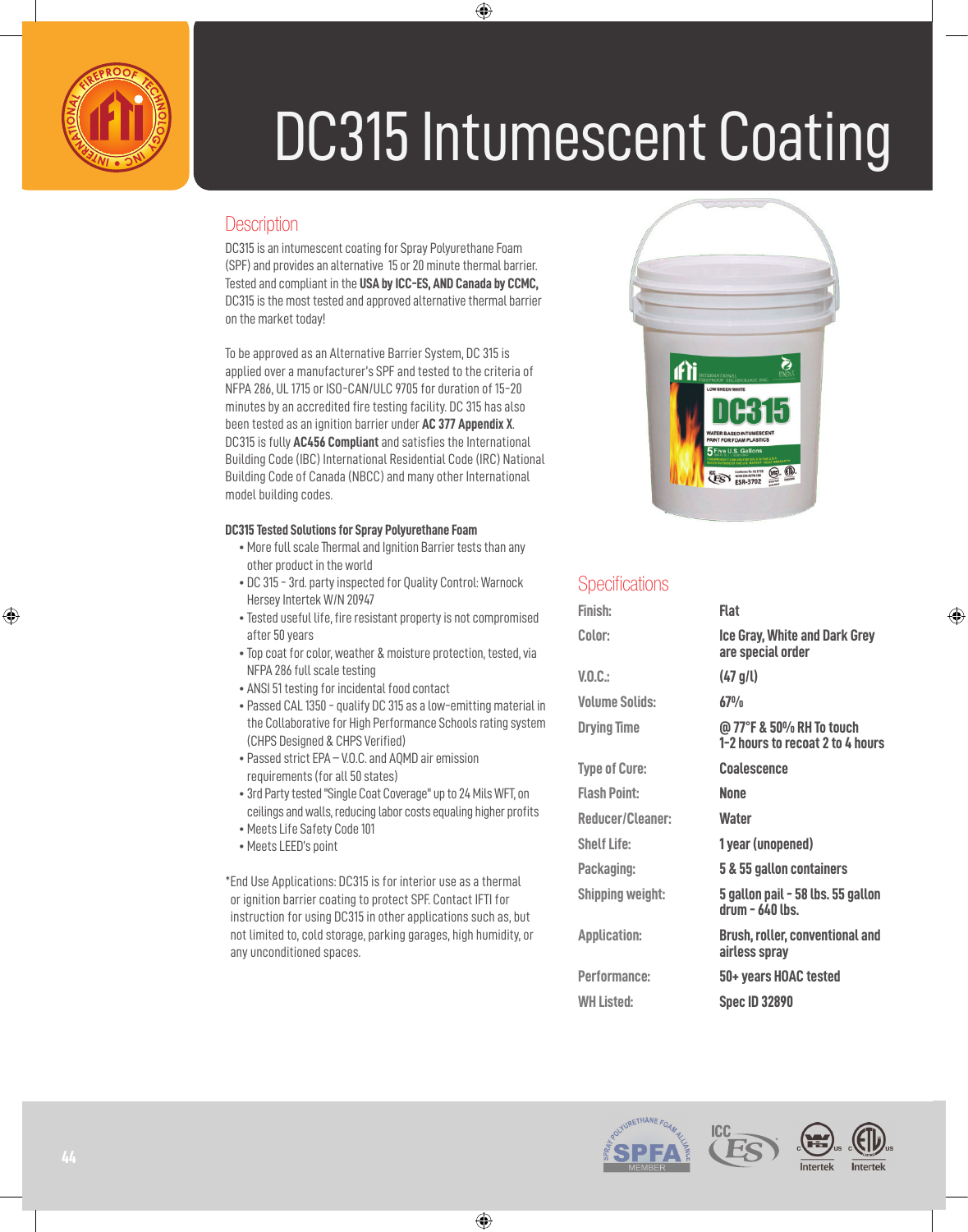# DC315 Intumescent Coating

## Description

DC315 is an intumescent coating for Spray Polyurethane Foam (SPF) and provides an alternative 15 or 20 minute thermal barrier. Tested and compliant in the **USA by ICC-ES, AND Canada by CCMC,** DC315 is the most tested and approved alternative thermal barrier on the market today!

To be approved as an Alternative Barrier System, DC 315 is applied over a manufacturer's SPF and tested to the criteria of NFPA 286, UL 1715 or ISO-CAN/ULC 9705 for duration of 15-20 minutes by an accredited fire testing facility. DC 315 has also been tested as an ignition barrier under **AC 377 Appendix X**. DC315 is fully **AC456 Compliant** and satisfies the International Building Code (IBC) International Residential Code (IRC) National Building Code of Canada (NBCC) and many other International model building codes.

**DC315 Tested Solutions for Spray Polyurethane Foam**

- More full scale Thermal and Ignition Barrier tests than any other product in the world
- DC 315 - 3rd. party inspected for Quality Control: Warnock Hersey Intertek W/N 20947
- Tested useful life, fire resistant property is not compromised after 50 years
- Top coat for color, weather & moisture protection, tested, via NFPA 286 full scale testing
- ANSI 51 testing for incidental food contact
- Passed CAL 1350 - qualify DC 315 as a low-emitting material in the Collaborative for High Performance Schools rating system (CHPS Designed & CHPS Verified)
- Passed strict EPA – V.O.C. and AQMD air emission requirements (for all 50 states)
- 3rd Party tested "Single Coat Coverage" up to 24 Mils WFT, on ceilings and walls, reducing labor costs equaling higher profits
- Meets Life Safety Code 101
- Meets LEED's point

*End Use Applications: DC315 is for interior use as a thermal or ignition barrier coating to protect SPF. Contact IFTI for instruction for using DC315 in other applications such as, but not limited to, cold storage, parking garages, high humidity, or any unconditioned spaces.

## Specifications

| | |
|---|---|
| Finish: | Flat |
| Color: | Ice Gray, White and Dark Grey are special order |
| V.O.C.: | (47 g/l) |
| Volume Solids: | 67% |
| Drying Time | @ 77°F & 50% RH To touch 1-2 hours to recoat 2 to 4 hours |
| Type of Cure: | Coalescence |
| Flash Point: | None |
| Reducer/Cleaner: | Water |
| Shelf Life: | 1 year (unopened) |
| Packaging: | 5 & 55 gallon containers |
| Shipping weight: | 5 gallon pail - 58 lbs. 55 gallon drum - 640 lbs. |
| Application: | Brush, roller, conventional and airless spray |
| Performance: | 50+ years HOAC tested |
| WH Listed: | Spec ID 32890 |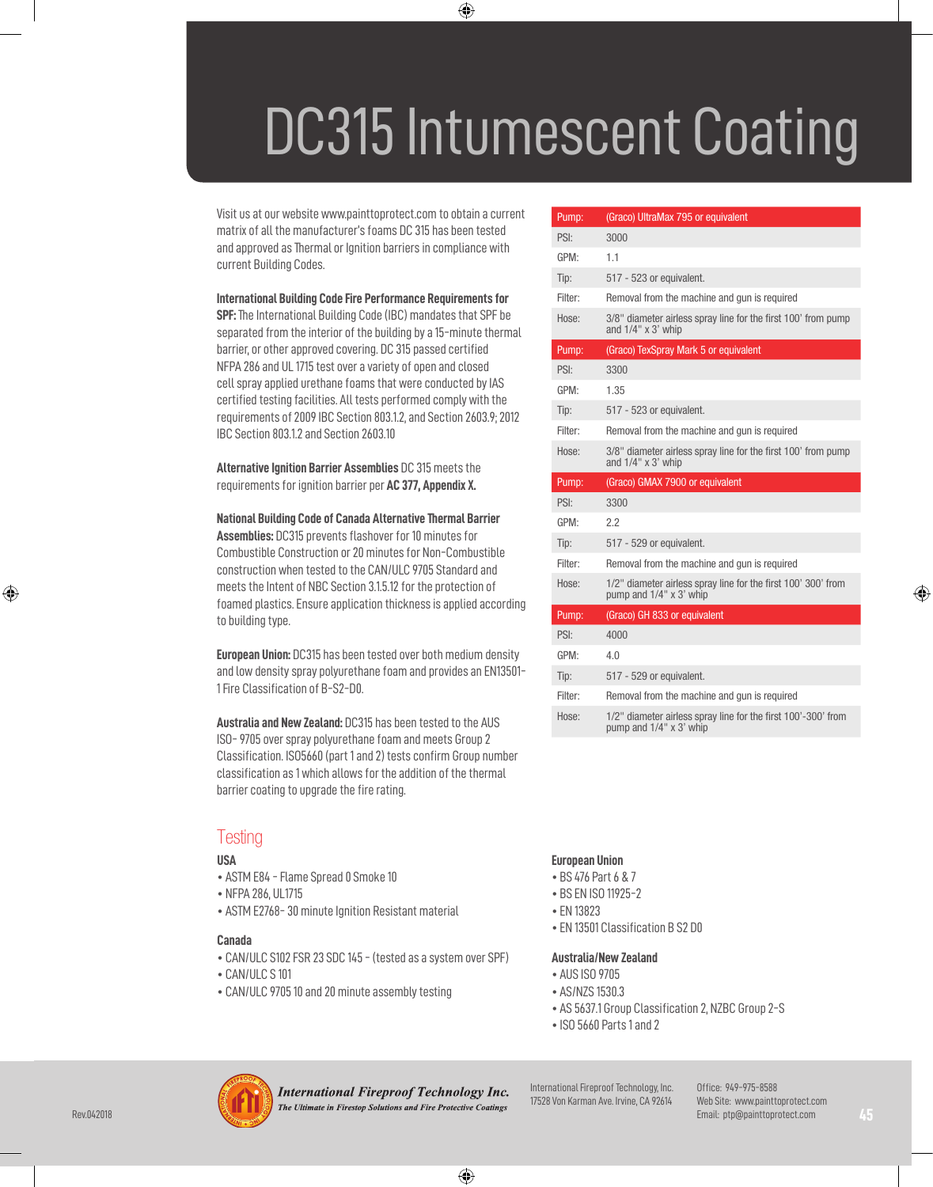# DC315 Intumescent Coating

Visit us at our website www.painttoprotect.com to obtain a current matrix of all the manufacturer's foams DC 315 has been tested and approved as Thermal or Ignition barriers in compliance with current Building Codes.

**International Building Code Fire Performance Requirements for SPF:** The International Building Code (IBC) mandates that SPF be separated from the interior of the building by a 15-minute thermal barrier, or other approved covering. DC 315 passed certified NFPA 286 and UL 1715 test over a variety of open and closed cell spray applied urethane foams that were conducted by IAS certified testing facilities. All tests performed comply with the requirements of 2009 IBC Section 803.1.2, and Section 2603.9; 2012 IBC Section 803.1.2 and Section 2603.10

**Alternative Ignition Barrier Assemblies** DC 315 meets the requirements for ignition barrier per **AC 377, Appendix X.**

**National Building Code of Canada Alternative Thermal Barrier Assemblies:** DC315 prevents flashover for 10 minutes for Combustible Construction or 20 minutes for Non-Combustible construction when tested to the CAN/ULC 9705 Standard and meets the Intent of NBC Section 3.1.5.12 for the protection of foamed plastics. Ensure application thickness is applied according to building type.

**European Union:** DC315 has been tested over both medium density and low density spray polyurethane foam and provides an EN13501-1 Fire Classification of B-S2-D0.

**Australia and New Zealand:** DC315 has been tested to the AUS ISO- 9705 over spray polyurethane foam and meets Group 2 Classification. ISO5660 (part 1 and 2) tests confirm Group number classification as 1 which allows for the addition of the thermal barrier coating to upgrade the fire rating.

| | |
|---|---|
| **Pump:** | **(Graco) UltraMax 795 or equivalent** |
| PSI: | 3000 |
| GPM: | 1.1 |
| Tip: | 517 - 523 or equivalent. |
| Filter: | Removal from the machine and gun is required |
| Hose: | 3/8" diameter airless spray line for the first 100' from pump and 1/4" x 3' whip |
| **Pump:** | **(Graco) TexSpray Mark 5 or equivalent** |
| PSI: | 3300 |
| GPM: | 1.35 |
| Tip: | 517 - 523 or equivalent. |
| Filter: | Removal from the machine and gun is required |
| Hose: | 3/8" diameter airless spray line for the first 100' from pump and 1/4" x 3' whip |
| **Pump:** | **(Graco) GMAX 7900 or equivalent** |
| PSI: | 3300 |
| GPM: | 2.2 |
| Tip: | 517 - 529 or equivalent. |
| Filter: | Removal from the machine and gun is required |
| Hose: | 1/2" diameter airless spray line for the first 100' 300' from pump and 1/4" x 3' whip |
| **Pump:** | **(Graco) GH 833 or equivalent** |
| PSI: | 4000 |
| GPM: | 4.0 |
| Tip: | 517 - 529 or equivalent. |
| Filter: | Removal from the machine and gun is required |
| Hose: | 1/2" diameter airless spray line for the first 100'-300' from pump and 1/4" x 3' whip |

## Testing

**USA**
- ASTM E84 - Flame Spread 0 Smoke 10
- NFPA 286, UL1715
- ASTM E2768- 30 minute Ignition Resistant material

**Canada**
- CAN/ULC S102 FSR 23 SDC 145 - (tested as a system over SPF)
- CAN/ULC S 101
- CAN/ULC 9705 10 and 20 minute assembly testing

**European Union**
- BS 476 Part 6 & 7
- BS EN ISO 11925-2
- EN 13823
- EN 13501 Classification B S2 D0

**Australia/New Zealand**
- AUS ISO 9705
- AS/NZS 1530.3
- AS 5637.1 Group Classification 2, NZBC Group 2-S
- ISO 5660 Parts 1 and 2

Rev.042018

**International Fireproof Technology Inc.**
*The Ultimate in Firestop Solutions and Fire Protective Coatings*

International Fireproof Technology, Inc.
17528 Von Karman Ave. Irvine, CA 92614

Office: 949-975-8588
Web Site: www.painttoprotect.com
Email: ptp@painttoprotect.com